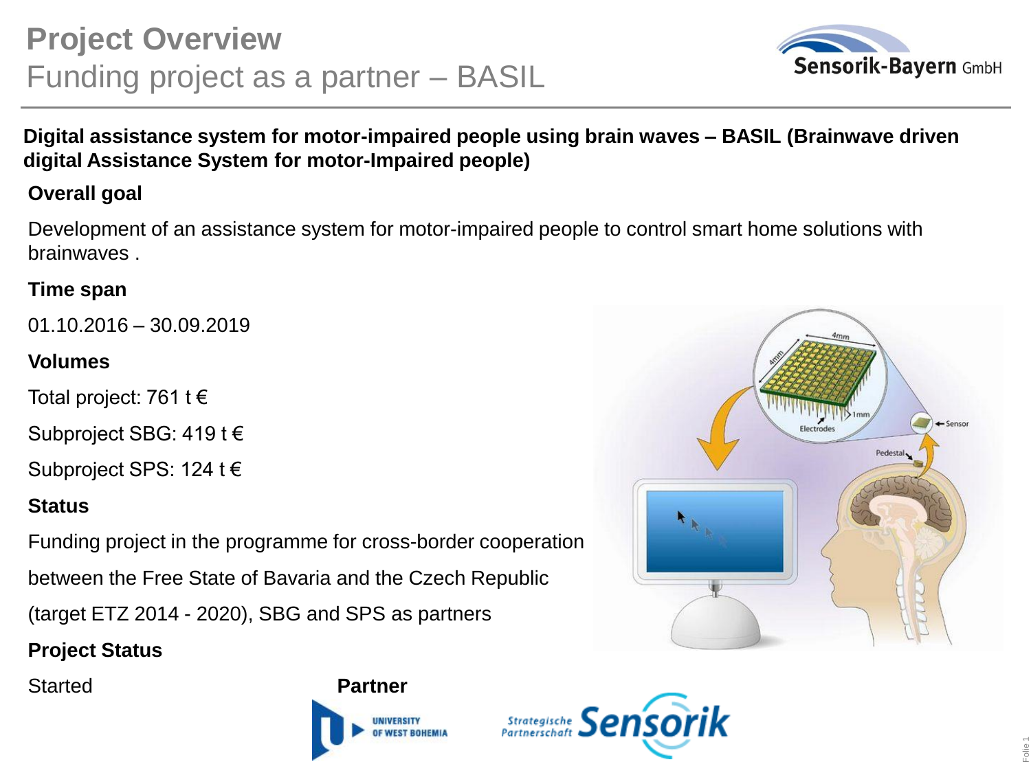# Project Overview
## Funding project as a partner – BASIL

**Digital assistance system for motor-impaired people using brain waves – BASIL (Brainwave driven digital Assistance System for motor-Impaired people)**

**Overall goal**

Development of an assistance system for motor-impaired people to control smart home solutions with brainwaves .

**Time span**

01.10.2016 – 30.09.2019

**Volumes**

Total project: 761 t €

Subproject SBG: 419 t €

Subproject SPS: 124 t €

**Status**

Funding project in the programme for cross-border cooperation

between the Free State of Bavaria and the Czech Republic

(target ETZ 2014 - 2020), SBG and SPS as partners

**Project Status**

Started

**Partner**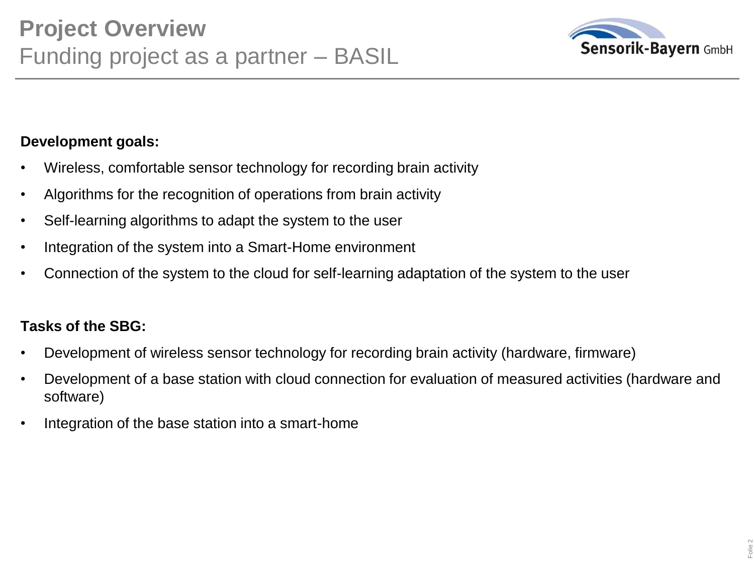# Project Overview

## Funding project as a partner – BASIL

**Development goals:**

- Wireless, comfortable sensor technology for recording brain activity
- Algorithms for the recognition of operations from brain activity
- Self-learning algorithms to adapt the system to the user
- Integration of the system into a Smart-Home environment
- Connection of the system to the cloud for self-learning adaptation of the system to the user

**Tasks of the SBG:**

- Development of wireless sensor technology for recording brain activity (hardware, firmware)
- Development of a base station with cloud connection for evaluation of measured activities (hardware and software)
- Integration of the base station into a smart-home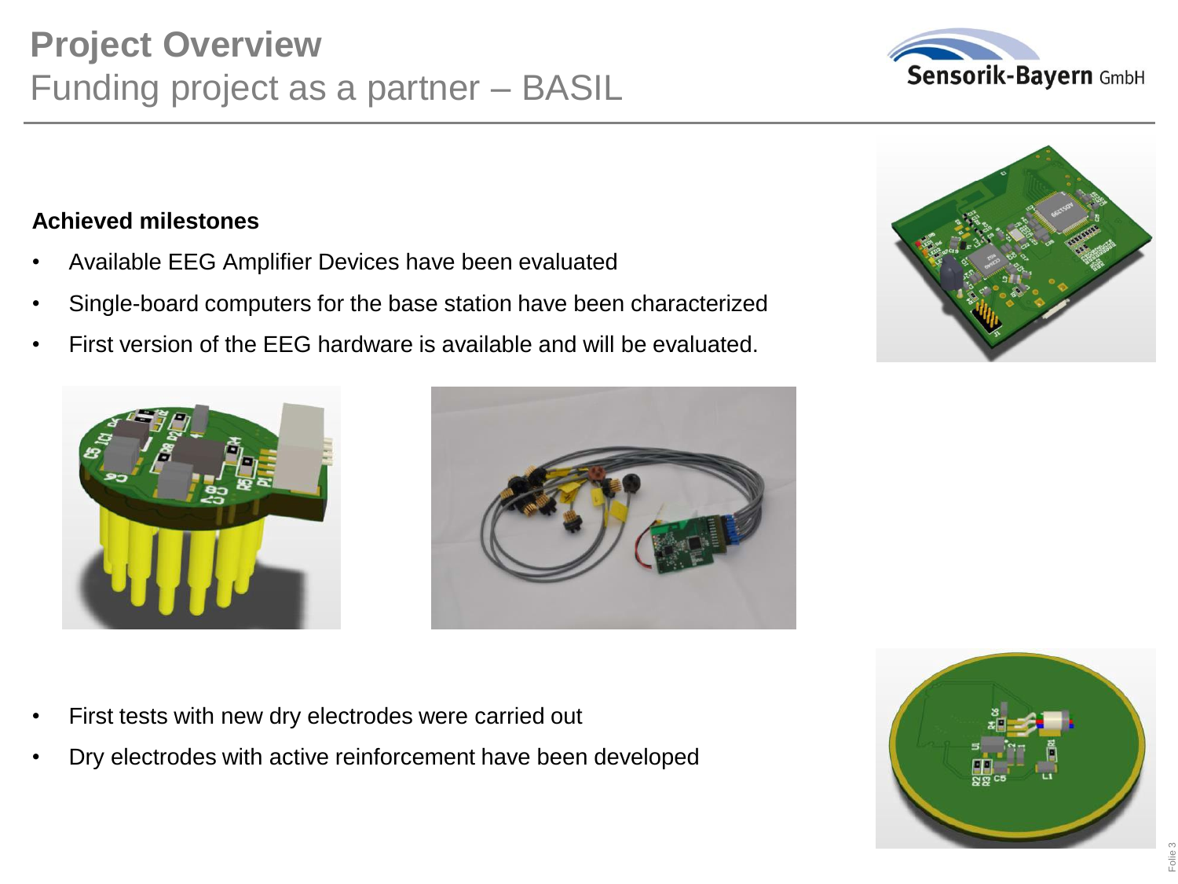# Project Overview

## Funding project as a partner – BASIL

Sensorik-Bayern GmbH

**Achieved milestones**

- Available EEG Amplifier Devices have been evaluated
- Single-board computers for the base station have been characterized
- First version of the EEG hardware is available and will be evaluated.

- First tests with new dry electrodes were carried out
- Dry electrodes with active reinforcement have been developed